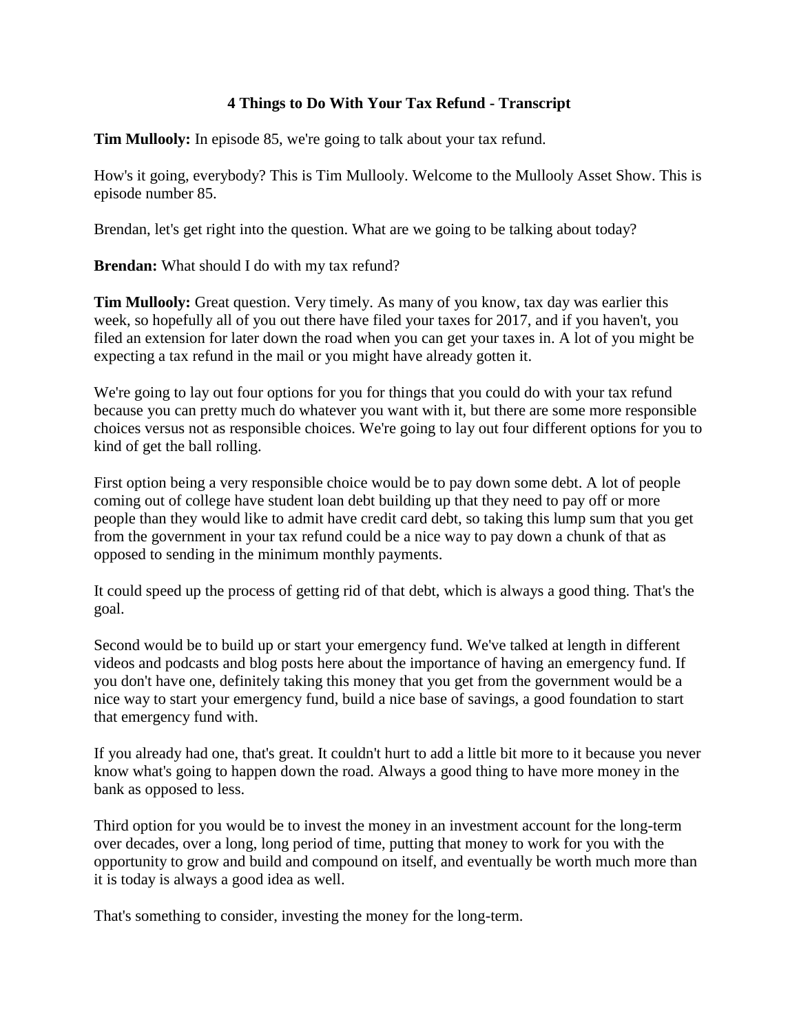# 4 Things to Do With Your Tax Refund - Transcript

**Tim Mullooly:** In episode 85, we're going to talk about your tax refund.

How's it going, everybody? This is Tim Mullooly. Welcome to the Mullooly Asset Show. This is episode number 85.

Brendan, let's get right into the question. What are we going to be talking about today?

**Brendan:** What should I do with my tax refund?

**Tim Mullooly:** Great question. Very timely. As many of you know, tax day was earlier this week, so hopefully all of you out there have filed your taxes for 2017, and if you haven't, you filed an extension for later down the road when you can get your taxes in. A lot of you might be expecting a tax refund in the mail or you might have already gotten it.

We're going to lay out four options for you for things that you could do with your tax refund because you can pretty much do whatever you want with it, but there are some more responsible choices versus not as responsible choices. We're going to lay out four different options for you to kind of get the ball rolling.

First option being a very responsible choice would be to pay down some debt. A lot of people coming out of college have student loan debt building up that they need to pay off or more people than they would like to admit have credit card debt, so taking this lump sum that you get from the government in your tax refund could be a nice way to pay down a chunk of that as opposed to sending in the minimum monthly payments.

It could speed up the process of getting rid of that debt, which is always a good thing. That's the goal.

Second would be to build up or start your emergency fund. We've talked at length in different videos and podcasts and blog posts here about the importance of having an emergency fund. If you don't have one, definitely taking this money that you get from the government would be a nice way to start your emergency fund, build a nice base of savings, a good foundation to start that emergency fund with.

If you already had one, that's great. It couldn't hurt to add a little bit more to it because you never know what's going to happen down the road. Always a good thing to have more money in the bank as opposed to less.

Third option for you would be to invest the money in an investment account for the long-term over decades, over a long, long period of time, putting that money to work for you with the opportunity to grow and build and compound on itself, and eventually be worth much more than it is today is always a good idea as well.

That's something to consider, investing the money for the long-term.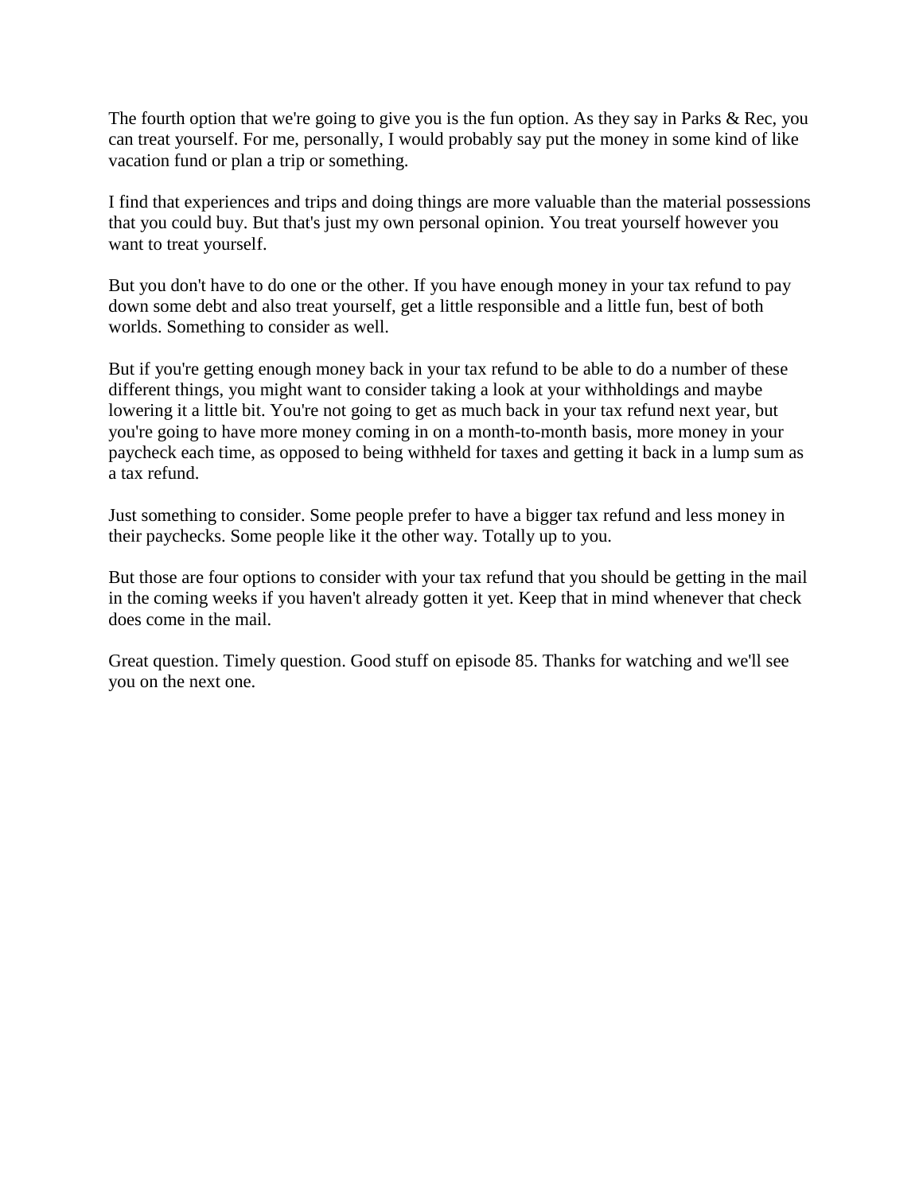The fourth option that we're going to give you is the fun option. As they say in Parks & Rec, you can treat yourself. For me, personally, I would probably say put the money in some kind of like vacation fund or plan a trip or something.

I find that experiences and trips and doing things are more valuable than the material possessions that you could buy. But that's just my own personal opinion. You treat yourself however you want to treat yourself.

But you don't have to do one or the other. If you have enough money in your tax refund to pay down some debt and also treat yourself, get a little responsible and a little fun, best of both worlds. Something to consider as well.

But if you're getting enough money back in your tax refund to be able to do a number of these different things, you might want to consider taking a look at your withholdings and maybe lowering it a little bit. You're not going to get as much back in your tax refund next year, but you're going to have more money coming in on a month-to-month basis, more money in your paycheck each time, as opposed to being withheld for taxes and getting it back in a lump sum as a tax refund.

Just something to consider. Some people prefer to have a bigger tax refund and less money in their paychecks. Some people like it the other way. Totally up to you.

But those are four options to consider with your tax refund that you should be getting in the mail in the coming weeks if you haven't already gotten it yet. Keep that in mind whenever that check does come in the mail.

Great question. Timely question. Good stuff on episode 85. Thanks for watching and we'll see you on the next one.